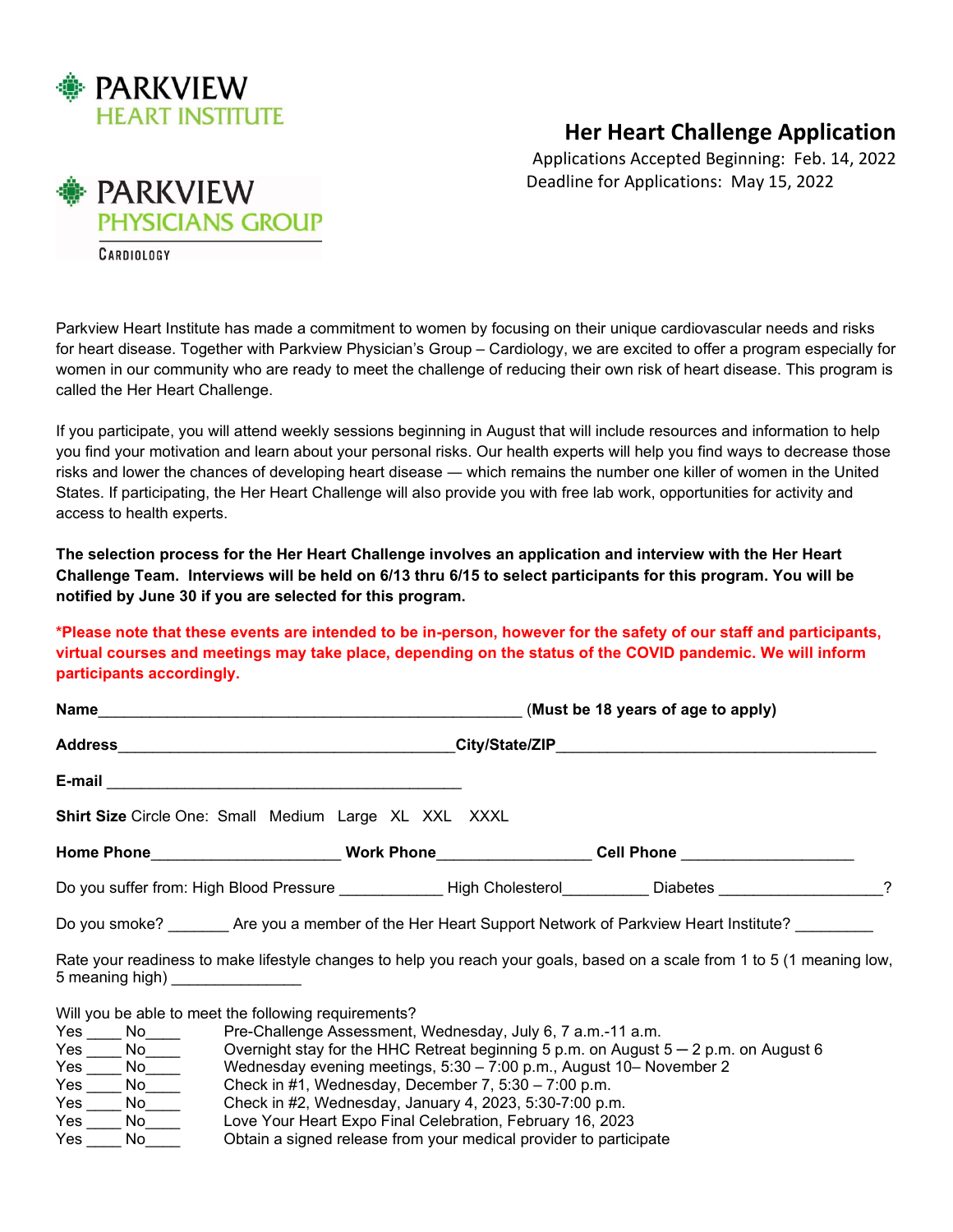PARKVIEW
HEART INSTITUTE

PARKVIEW
PHYSICIANS GROUP
CARDIOLOGY

# Her Heart Challenge Application

Applications Accepted Beginning: Feb. 14, 2022
Deadline for Applications: May 15, 2022

Parkview Heart Institute has made a commitment to women by focusing on their unique cardiovascular needs and risks for heart disease. Together with Parkview Physician's Group – Cardiology, we are excited to offer a program especially for women in our community who are ready to meet the challenge of reducing their own risk of heart disease. This program is called the Her Heart Challenge.

If you participate, you will attend weekly sessions beginning in August that will include resources and information to help you find your motivation and learn about your personal risks. Our health experts will help you find ways to decrease those risks and lower the chances of developing heart disease — which remains the number one killer of women in the United States. If participating, the Her Heart Challenge will also provide you with free lab work, opportunities for activity and access to health experts.

**The selection process for the Her Heart Challenge involves an application and interview with the Her Heart Challenge Team. Interviews will be held on 6/13 thru 6/15 to select participants for this program. You will be notified by June 30 if you are selected for this program.**

**\*Please note that these events are intended to be in-person, however for the safety of our staff and participants, virtual courses and meetings may take place, depending on the status of the COVID pandemic. We will inform participants accordingly.**

**Name**__________________________________________________ (**Must be 18 years of age to apply)**

**Address**_______________________________________**City/State/ZIP**_____________________________________

**E-mail** _________________________________________

**Shirt Size** Circle One: Small Medium Large XL XXL XXXL

**Home Phone**______________________ **Work Phone**_________________ **Cell Phone** ___________________

Do you suffer from: High Blood Pressure ____________ High Cholesterol__________ Diabetes ___________________?

Do you smoke? _______ Are you a member of the Her Heart Support Network of Parkview Heart Institute? _________

Rate your readiness to make lifestyle changes to help you reach your goals, based on a scale from 1 to 5 (1 meaning low, 5 meaning high) _______________

Will you be able to meet the following requirements?

Yes ____ No____ Pre-Challenge Assessment, Wednesday, July 6, 7 a.m.-11 a.m.
Yes ____ No____ Overnight stay for the HHC Retreat beginning 5 p.m. on August 5 — 2 p.m. on August 6
Yes ____ No____ Wednesday evening meetings, 5:30 – 7:00 p.m., August 10– November 2
Yes ____ No____ Check in #1, Wednesday, December 7, 5:30 – 7:00 p.m.
Yes ____ No____ Check in #2, Wednesday, January 4, 2023, 5:30-7:00 p.m.
Yes ____ No____ Love Your Heart Expo Final Celebration, February 16, 2023
Yes ____ No____ Obtain a signed release from your medical provider to participate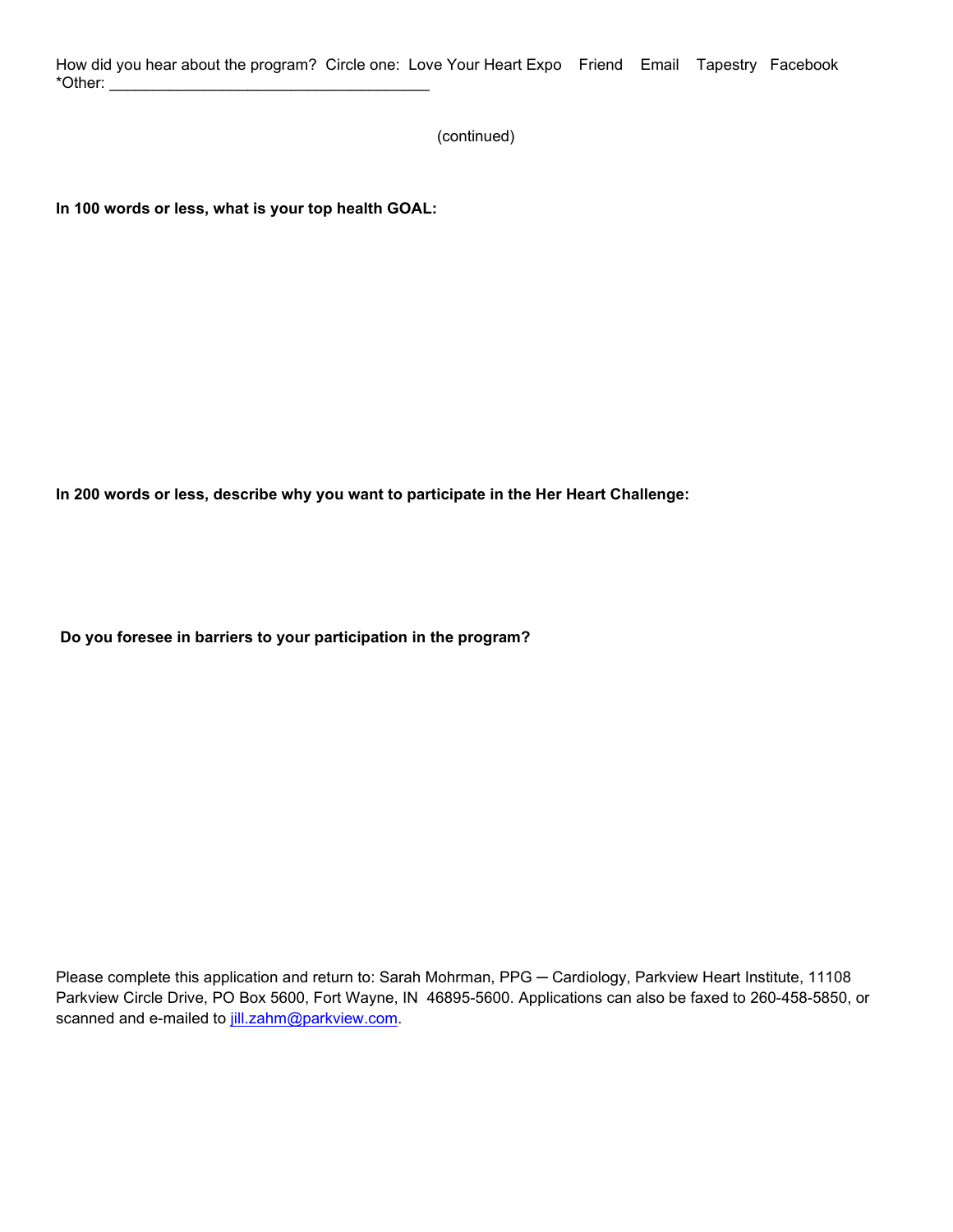How did you hear about the program? Circle one: Love Your Heart Expo Friend Email Tapestry Facebook
*Other: ____________________________________

(continued)

**In 100 words or less, what is your top health GOAL:**

**In 200 words or less, describe why you want to participate in the Her Heart Challenge:**

**Do you foresee in barriers to your participation in the program?**

Please complete this application and return to: Sarah Mohrman, PPG ─ Cardiology, Parkview Heart Institute, 11108 Parkview Circle Drive, PO Box 5600, Fort Wayne, IN 46895-5600. Applications can also be faxed to 260-458-5850, or scanned and e-mailed to jill.zahm@parkview.com.